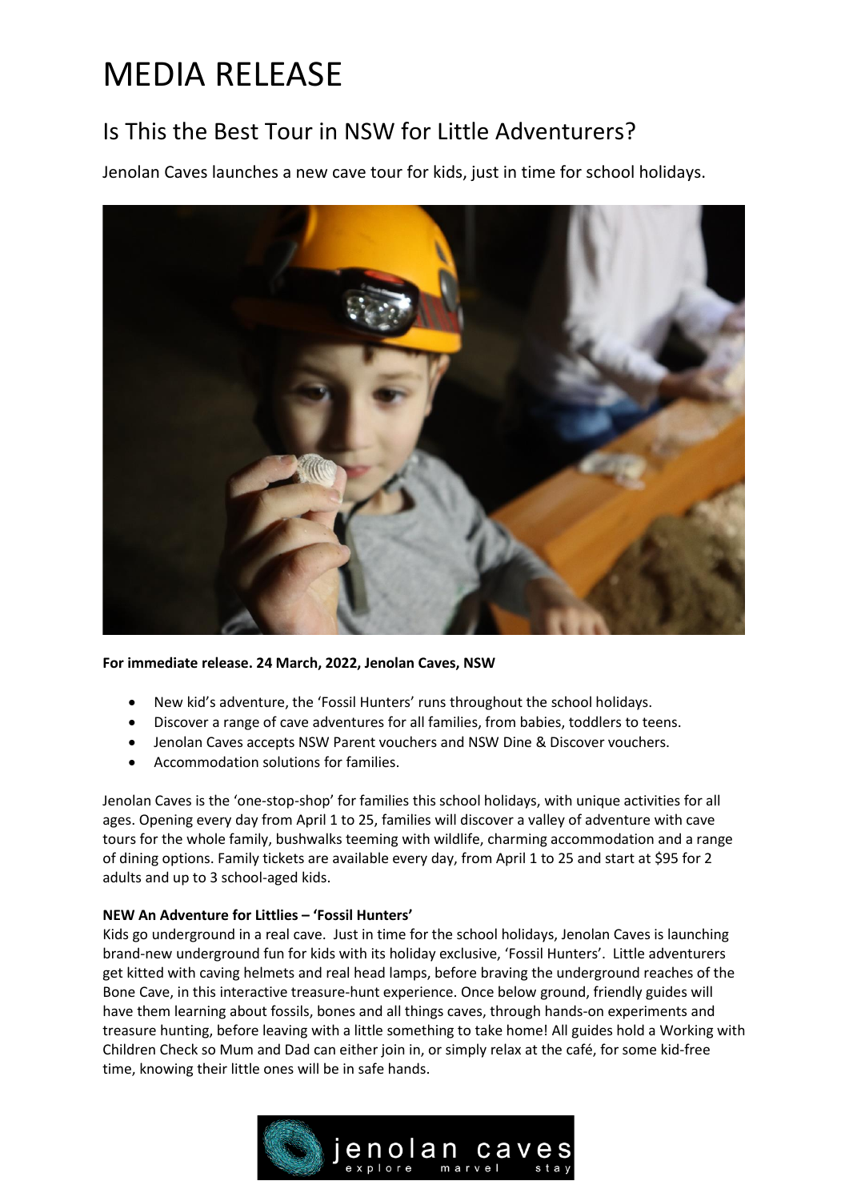# MEDIA RELEASE

## Is This the Best Tour in NSW for Little Adventurers?

Jenolan Caves launches a new cave tour for kids, just in time for school holidays.

**For immediate release. 24 March, 2022, Jenolan Caves, NSW**

- New kid's adventure, the 'Fossil Hunters' runs throughout the school holidays.
- Discover a range of cave adventures for all families, from babies, toddlers to teens.
- Jenolan Caves accepts NSW Parent vouchers and NSW Dine & Discover vouchers.
- Accommodation solutions for families.

Jenolan Caves is the 'one-stop-shop' for families this school holidays, with unique activities for all ages. Opening every day from April 1 to 25, families will discover a valley of adventure with cave tours for the whole family, bushwalks teeming with wildlife, charming accommodation and a range of dining options. Family tickets are available every day, from April 1 to 25 and start at $95 for 2 adults and up to 3 school-aged kids.

**NEW An Adventure for Littlies – 'Fossil Hunters'**

Kids go underground in a real cave. Just in time for the school holidays, Jenolan Caves is launching brand-new underground fun for kids with its holiday exclusive, 'Fossil Hunters'. Little adventurers get kitted with caving helmets and real head lamps, before braving the underground reaches of the Bone Cave, in this interactive treasure-hunt experience. Once below ground, friendly guides will have them learning about fossils, bones and all things caves, through hands-on experiments and treasure hunting, before leaving with a little something to take home! All guides hold a Working with Children Check so Mum and Dad can either join in, or simply relax at the café, for some kid-free time, knowing their little ones will be in safe hands.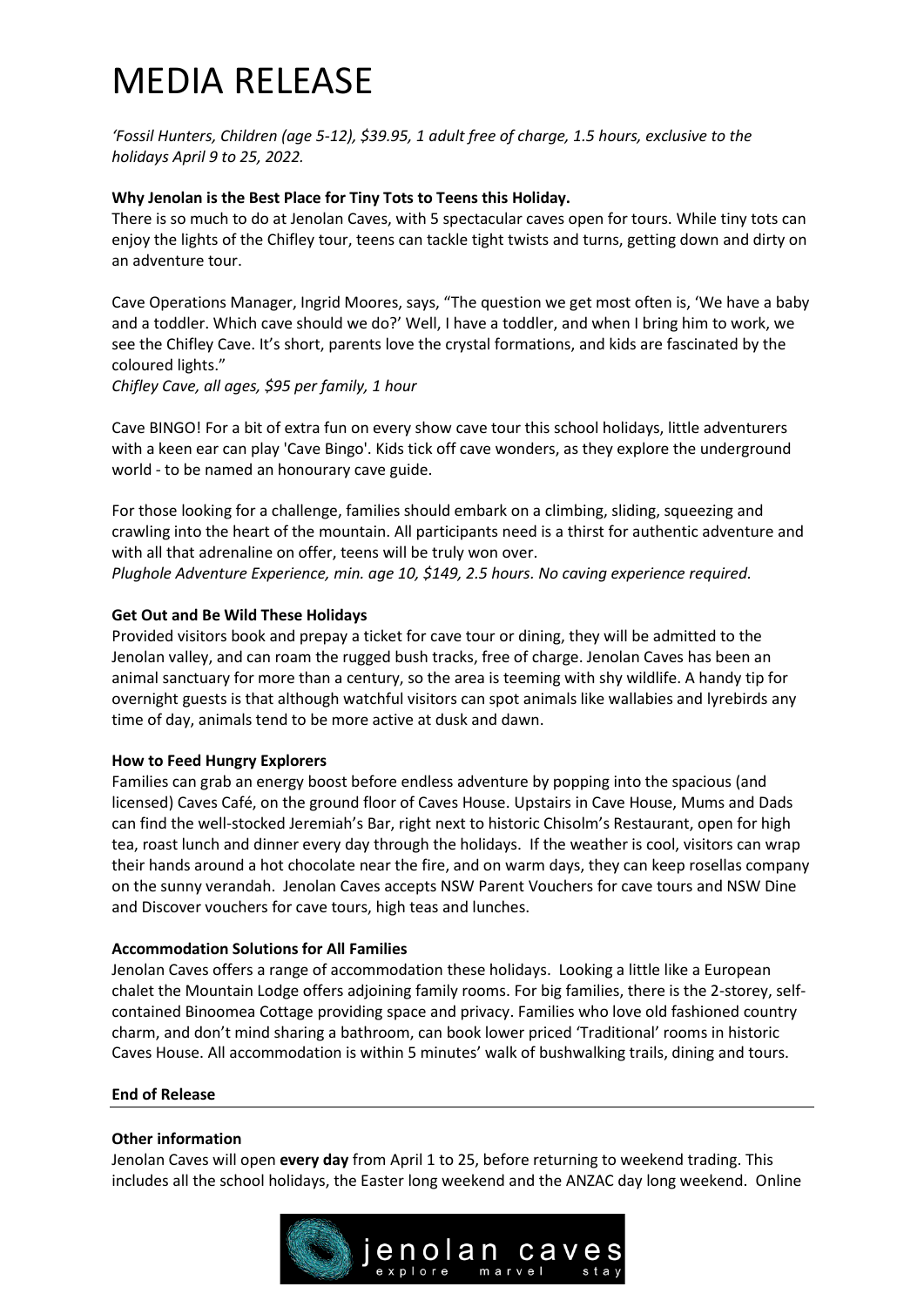# MEDIA RELEASE

*'Fossil Hunters, Children (age 5-12), $39.95, 1 adult free of charge, 1.5 hours, exclusive to the holidays April 9 to 25, 2022.*

**Why Jenolan is the Best Place for Tiny Tots to Teens this Holiday.**

There is so much to do at Jenolan Caves, with 5 spectacular caves open for tours. While tiny tots can enjoy the lights of the Chifley tour, teens can tackle tight twists and turns, getting down and dirty on an adventure tour.

Cave Operations Manager, Ingrid Moores, says, "The question we get most often is, 'We have a baby and a toddler. Which cave should we do?' Well, I have a toddler, and when I bring him to work, we see the Chifley Cave. It's short, parents love the crystal formations, and kids are fascinated by the coloured lights."

*Chifley Cave, all ages, $95 per family, 1 hour*

Cave BINGO! For a bit of extra fun on every show cave tour this school holidays, little adventurers with a keen ear can play 'Cave Bingo'. Kids tick off cave wonders, as they explore the underground world - to be named an honourary cave guide.

For those looking for a challenge, families should embark on a climbing, sliding, squeezing and crawling into the heart of the mountain. All participants need is a thirst for authentic adventure and with all that adrenaline on offer, teens will be truly won over.

*Plughole Adventure Experience, min. age 10, $149, 2.5 hours. No caving experience required.*

**Get Out and Be Wild These Holidays**

Provided visitors book and prepay a ticket for cave tour or dining, they will be admitted to the Jenolan valley, and can roam the rugged bush tracks, free of charge. Jenolan Caves has been an animal sanctuary for more than a century, so the area is teeming with shy wildlife. A handy tip for overnight guests is that although watchful visitors can spot animals like wallabies and lyrebirds any time of day, animals tend to be more active at dusk and dawn.

**How to Feed Hungry Explorers**

Families can grab an energy boost before endless adventure by popping into the spacious (and licensed) Caves Café, on the ground floor of Caves House. Upstairs in Cave House, Mums and Dads can find the well-stocked Jeremiah's Bar, right next to historic Chisolm's Restaurant, open for high tea, roast lunch and dinner every day through the holidays. If the weather is cool, visitors can wrap their hands around a hot chocolate near the fire, and on warm days, they can keep rosellas company on the sunny verandah. Jenolan Caves accepts NSW Parent Vouchers for cave tours and NSW Dine and Discover vouchers for cave tours, high teas and lunches.

**Accommodation Solutions for All Families**

Jenolan Caves offers a range of accommodation these holidays. Looking a little like a European chalet the Mountain Lodge offers adjoining family rooms. For big families, there is the 2-storey, self-contained Binoomea Cottage providing space and privacy. Families who love old fashioned country charm, and don't mind sharing a bathroom, can book lower priced 'Traditional' rooms in historic Caves House. All accommodation is within 5 minutes' walk of bushwalking trails, dining and tours.

**End of Release**

---

**Other information**

Jenolan Caves will open **every day** from April 1 to 25, before returning to weekend trading. This includes all the school holidays, the Easter long weekend and the ANZAC day long weekend. Online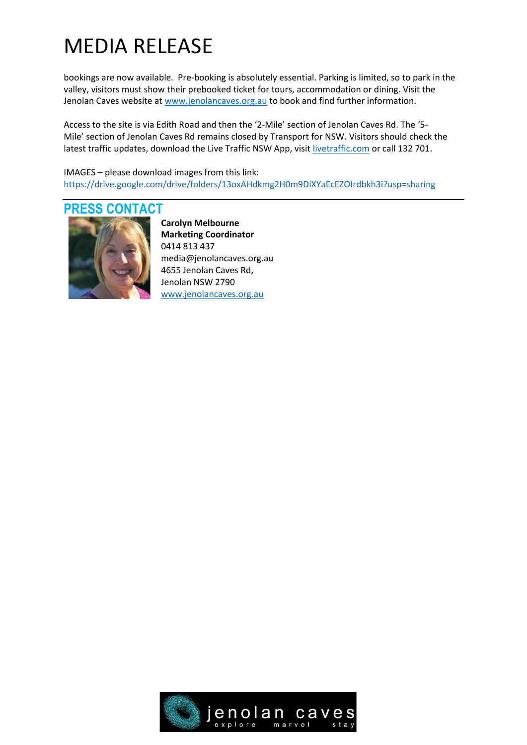# MEDIA RELEASE

bookings are now available. Pre-booking is absolutely essential. Parking is limited, so to park in the valley, visitors must show their prebooked ticket for tours, accommodation or dining. Visit the Jenolan Caves website at www.jenolancaves.org.au to book and find further information.

Access to the site is via Edith Road and then the '2-Mile' section of Jenolan Caves Rd. The '5-Mile' section of Jenolan Caves Rd remains closed by Transport for NSW. Visitors should check the latest traffic updates, download the Live Traffic NSW App, visit livetraffic.com or call 132 701.

IMAGES – please download images from this link:
https://drive.google.com/drive/folders/13oxAHdkmg2H0m9DiXYaEcEZOIrdbkh3i?usp=sharing

## PRESS CONTACT

**Carolyn Melbourne**
**Marketing Coordinator**
0414 813 437
media@jenolancaves.org.au
4655 Jenolan Caves Rd,
Jenolan NSW 2790
www.jenolancaves.org.au

jenolan caves
explore marvel stay